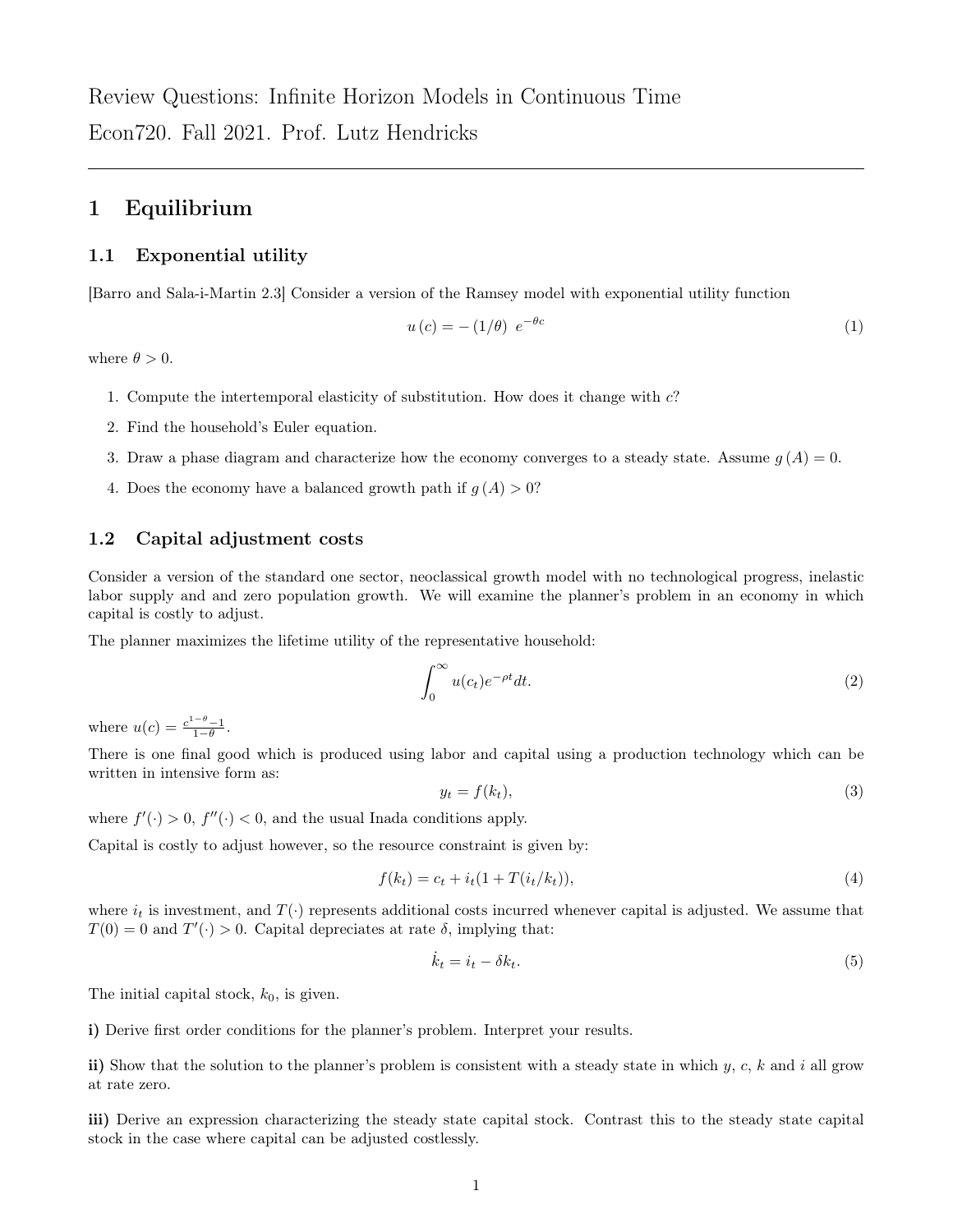Review Questions: Infinite Horizon Models in Continuous Time

Econ720. Fall 2021. Prof. Lutz Hendricks

---

# 1 Equilibrium

## 1.1 Exponential utility

[Barro and Sala-i-Martin 2.3] Consider a version of the Ramsey model with exponential utility function

$$u(c) = -(1/\theta)\ e^{-\theta c} \tag{1}$$

where $\theta > 0$.

1. Compute the intertemporal elasticity of substitution. How does it change with $c$?
2. Find the household's Euler equation.
3. Draw a phase diagram and characterize how the economy converges to a steady state. Assume $g(A) = 0$.
4. Does the economy have a balanced growth path if $g(A) > 0$?

## 1.2 Capital adjustment costs

Consider a version of the standard one sector, neoclassical growth model with no technological progress, inelastic labor supply and and zero population growth. We will examine the planner's problem in an economy in which capital is costly to adjust.

The planner maximizes the lifetime utility of the representative household:

$$\int_0^\infty u(c_t) e^{-\rho t} dt. \tag{2}$$

where $u(c) = \frac{c^{1-\theta}-1}{1-\theta}$.

There is one final good which is produced using labor and capital using a production technology which can be written in intensive form as:

$$y_t = f(k_t), \tag{3}$$

where $f'(\cdot) > 0$, $f''(\cdot) < 0$, and the usual Inada conditions apply.

Capital is costly to adjust however, so the resource constraint is given by:

$$f(k_t) = c_t + i_t(1 + T(i_t/k_t)), \tag{4}$$

where $i_t$ is investment, and $T(\cdot)$ represents additional costs incurred whenever capital is adjusted. We assume that $T(0) = 0$ and $T'(\cdot) > 0$. Capital depreciates at rate $\delta$, implying that:

$$\dot{k}_t = i_t - \delta k_t. \tag{5}$$

The initial capital stock, $k_0$, is given.

**i)** Derive first order conditions for the planner's problem. Interpret your results.

**ii)** Show that the solution to the planner's problem is consistent with a steady state in which $y$, $c$, $k$ and $i$ all grow at rate zero.

**iii)** Derive an expression characterizing the steady state capital stock. Contrast this to the steady state capital stock in the case where capital can be adjusted costlessly.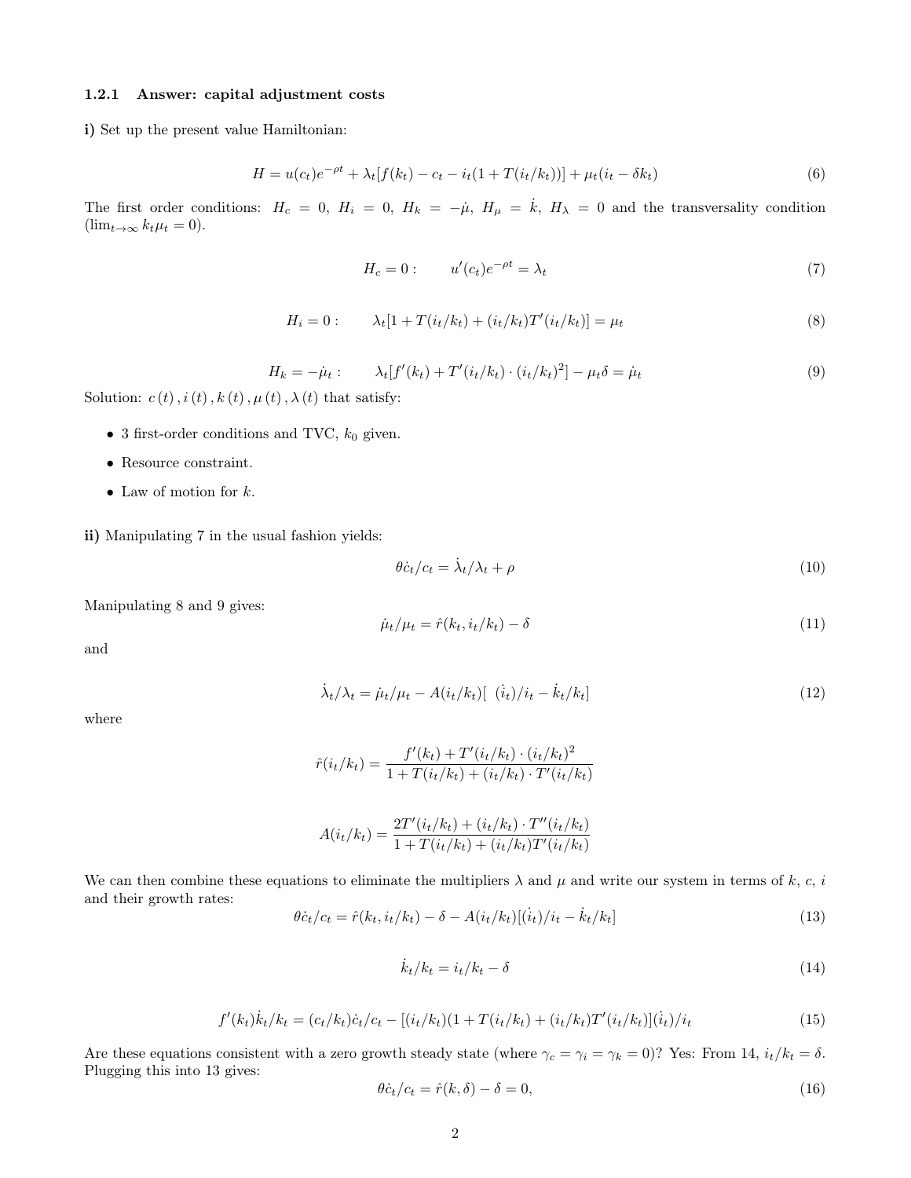### 1.2.1 Answer: capital adjustment costs

**i)** Set up the present value Hamiltonian:

$$H = u(c_t)e^{-\rho t} + \lambda_t[f(k_t) - c_t - i_t(1 + T(i_t/k_t))] + \mu_t(i_t - \delta k_t) \tag{6}$$

The first order conditions: $H_c = 0$, $H_i = 0$, $H_k = -\dot{\mu}$, $H_\mu = \dot{k}$, $H_\lambda = 0$ and the transversality condition ($\lim_{t\to\infty} k_t \mu_t = 0$).

$$H_c = 0: \qquad u'(c_t)e^{-\rho t} = \lambda_t \tag{7}$$

$$H_i = 0: \qquad \lambda_t[1 + T(i_t/k_t) + (i_t/k_t)T'(i_t/k_t)] = \mu_t \tag{8}$$

$$H_k = -\dot{\mu}_t: \qquad \lambda_t[f'(k_t) + T'(i_t/k_t) \cdot (i_t/k_t)^2] - \mu_t\delta = \dot{\mu}_t \tag{9}$$

Solution: $c(t), i(t), k(t), \mu(t), \lambda(t)$ that satisfy:

- 3 first-order conditions and TVC, $k_0$ given.
- Resource constraint.
- Law of motion for $k$.

**ii)** Manipulating 7 in the usual fashion yields:

$$\theta \dot{c}_t/c_t = \dot{\lambda}_t/\lambda_t + \rho \tag{10}$$

Manipulating 8 and 9 gives:

$$\dot{\mu}_t/\mu_t = \hat{r}(k_t, i_t/k_t) - \delta \tag{11}$$

and

$$\dot{\lambda}_t/\lambda_t = \dot{\mu}_t/\mu_t - A(i_t/k_t)[\ (\dot{i}_t)/i_t - \dot{k}_t/k_t] \tag{12}$$

where

$$\hat{r}(i_t/k_t) = \frac{f'(k_t) + T'(i_t/k_t) \cdot (i_t/k_t)^2}{1 + T(i_t/k_t) + (i_t/k_t) \cdot T'(i_t/k_t)}$$

$$A(i_t/k_t) = \frac{2T'(i_t/k_t) + (i_t/k_t) \cdot T''(i_t/k_t)}{1 + T(i_t/k_t) + (i_t/k_t)T'(i_t/k_t)}$$

We can then combine these equations to eliminate the multipliers $\lambda$ and $\mu$ and write our system in terms of $k$, $c$, $i$ and their growth rates:

$$\theta \dot{c}_t/c_t = \hat{r}(k_t, i_t/k_t) - \delta - A(i_t/k_t)[(\dot{i}_t)/i_t - \dot{k}_t/k_t] \tag{13}$$

$$\dot{k}_t/k_t = i_t/k_t - \delta \tag{14}$$

$$f'(k_t)\dot{k}_t/k_t = (c_t/k_t)\dot{c}_t/c_t - [(i_t/k_t)(1 + T(i_t/k_t) + (i_t/k_t)T'(i_t/k_t)](\dot{i}_t)/i_t \tag{15}$$

Are these equations consistent with a zero growth steady state (where $\gamma_c = \gamma_i = \gamma_k = 0$)? Yes: From 14, $i_t/k_t = \delta$. Plugging this into 13 gives:

$$\theta \dot{c}_t/c_t = \hat{r}(k, \delta) - \delta = 0, \tag{16}$$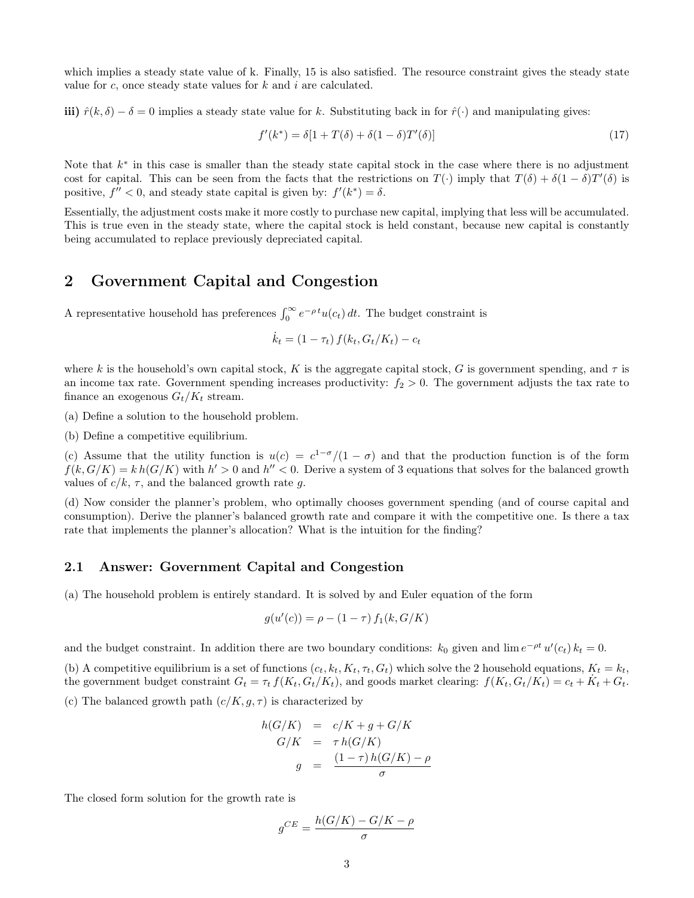which implies a steady state value of k. Finally, 15 is also satisfied. The resource constraint gives the steady state value for $c$, once steady state values for $k$ and $i$ are calculated.

**iii)** $\hat{r}(k, \delta) - \delta = 0$ implies a steady state value for $k$. Substituting back in for $\hat{r}(\cdot)$ and manipulating gives:

$$f'(k^*) = \delta[1 + T(\delta) + \delta(1-\delta)T'(\delta)] \tag{17}$$

Note that $k^*$ in this case is smaller than the steady state capital stock in the case where there is no adjustment cost for capital. This can be seen from the facts that the restrictions on $T(\cdot)$ imply that $T(\delta) + \delta(1-\delta)T'(\delta)$ is positive, $f'' < 0$, and steady state capital is given by: $f'(k^*) = \delta$.

Essentially, the adjustment costs make it more costly to purchase new capital, implying that less will be accumulated. This is true even in the steady state, where the capital stock is held constant, because new capital is constantly being accumulated to replace previously depreciated capital.

## 2 Government Capital and Congestion

A representative household has preferences $\int_0^\infty e^{-\rho t} u(c_t)\, dt$. The budget constraint is

$$\dot{k}_t = (1 - \tau_t)\, f(k_t, G_t/K_t) - c_t$$

where $k$ is the household's own capital stock, $K$ is the aggregate capital stock, $G$ is government spending, and $\tau$ is an income tax rate. Government spending increases productivity: $f_2 > 0$. The government adjusts the tax rate to finance an exogenous $G_t/K_t$ stream.

(a) Define a solution to the household problem.

(b) Define a competitive equilibrium.

(c) Assume that the utility function is $u(c) = c^{1-\sigma}/(1-\sigma)$ and that the production function is of the form $f(k, G/K) = k\, h(G/K)$ with $h' > 0$ and $h'' < 0$. Derive a system of 3 equations that solves for the balanced growth values of $c/k$, $\tau$, and the balanced growth rate $g$.

(d) Now consider the planner's problem, who optimally chooses government spending (and of course capital and consumption). Derive the planner's balanced growth rate and compare it with the competitive one. Is there a tax rate that implements the planner's allocation? What is the intuition for the finding?

### 2.1 Answer: Government Capital and Congestion

(a) The household problem is entirely standard. It is solved by and Euler equation of the form

$$g(u'(c)) = \rho - (1-\tau)\, f_1(k, G/K)$$

and the budget constraint. In addition there are two boundary conditions: $k_0$ given and $\lim e^{-\rho t}\, u'(c_t)\, k_t = 0$.

(b) A competitive equilibrium is a set of functions $(c_t, k_t, K_t, \tau_t, G_t)$ which solve the 2 household equations, $K_t = k_t$, the government budget constraint $G_t = \tau_t\, f(K_t, G_t/K_t)$, and goods market clearing: $f(K_t, G_t/K_t) = c_t + \dot{K}_t + G_t$.

(c) The balanced growth path $(c/K, g, \tau)$ is characterized by

$$\begin{aligned} h(G/K) &= c/K + g + G/K \\ G/K &= \tau\, h(G/K) \\ g &= \frac{(1-\tau)\, h(G/K) - \rho}{\sigma} \end{aligned}$$

The closed form solution for the growth rate is

$$g^{CE} = \frac{h(G/K) - G/K - \rho}{\sigma}$$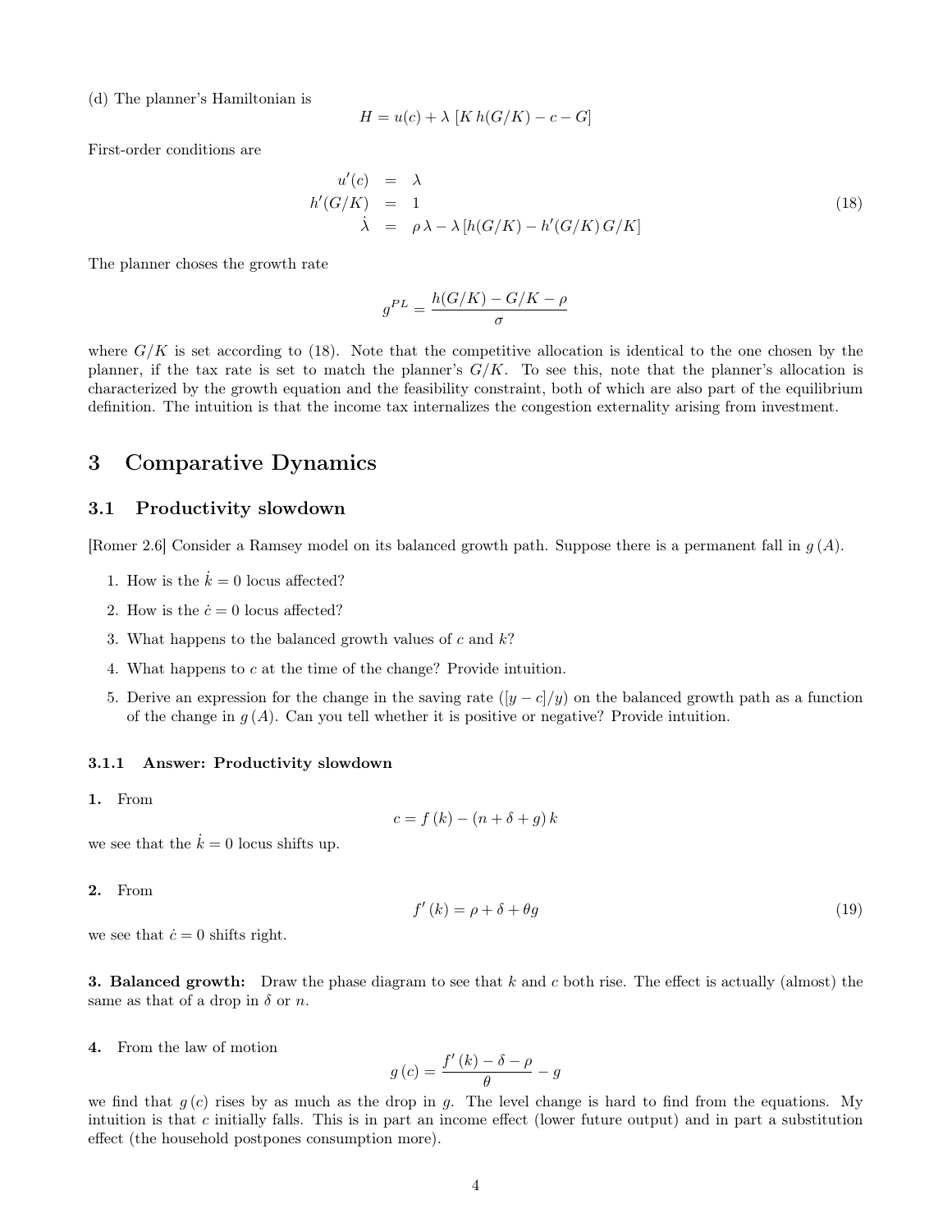(d) The planner's Hamiltonian is

$$H = u(c) + \lambda \left[K\, h(G/K) - c - G\right]$$

First-order conditions are

$$\begin{aligned} u'(c) &= \lambda \\ h'(G/K) &= 1 \\ \dot{\lambda} &= \rho\, \lambda - \lambda \left[h(G/K) - h'(G/K)\, G/K\right] \end{aligned} \tag{18}$$

The planner choses the growth rate

$$g^{PL} = \frac{h(G/K) - G/K - \rho}{\sigma}$$

where $G/K$ is set according to (18). Note that the competitive allocation is identical to the one chosen by the planner, if the tax rate is set to match the planner's $G/K$. To see this, note that the planner's allocation is characterized by the growth equation and the feasibility constraint, both of which are also part of the equilibrium definition. The intuition is that the income tax internalizes the congestion externality arising from investment.

# 3 Comparative Dynamics

## 3.1 Productivity slowdown

[Romer 2.6] Consider a Ramsey model on its balanced growth path. Suppose there is a permanent fall in $g(A)$.

1. How is the $\dot{k} = 0$ locus affected?
2. How is the $\dot{c} = 0$ locus affected?
3. What happens to the balanced growth values of $c$ and $k$?
4. What happens to $c$ at the time of the change? Provide intuition.
5. Derive an expression for the change in the saving rate ($[y - c]/y$) on the balanced growth path as a function of the change in $g(A)$. Can you tell whether it is positive or negative? Provide intuition.

### 3.1.1 Answer: Productivity slowdown

**1.** From

$$c = f(k) - (n + \delta + g)\, k$$

we see that the $\dot{k} = 0$ locus shifts up.

**2.** From

$$f'(k) = \rho + \delta + \theta g \tag{19}$$

we see that $\dot{c} = 0$ shifts right.

**3. Balanced growth:** Draw the phase diagram to see that $k$ and $c$ both rise. The effect is actually (almost) the same as that of a drop in $\delta$ or $n$.

**4.** From the law of motion

$$g(c) = \frac{f'(k) - \delta - \rho}{\theta} - g$$

we find that $g(c)$ rises by as much as the drop in $g$. The level change is hard to find from the equations. My intuition is that $c$ initially falls. This is in part an income effect (lower future output) and in part a substitution effect (the household postpones consumption more).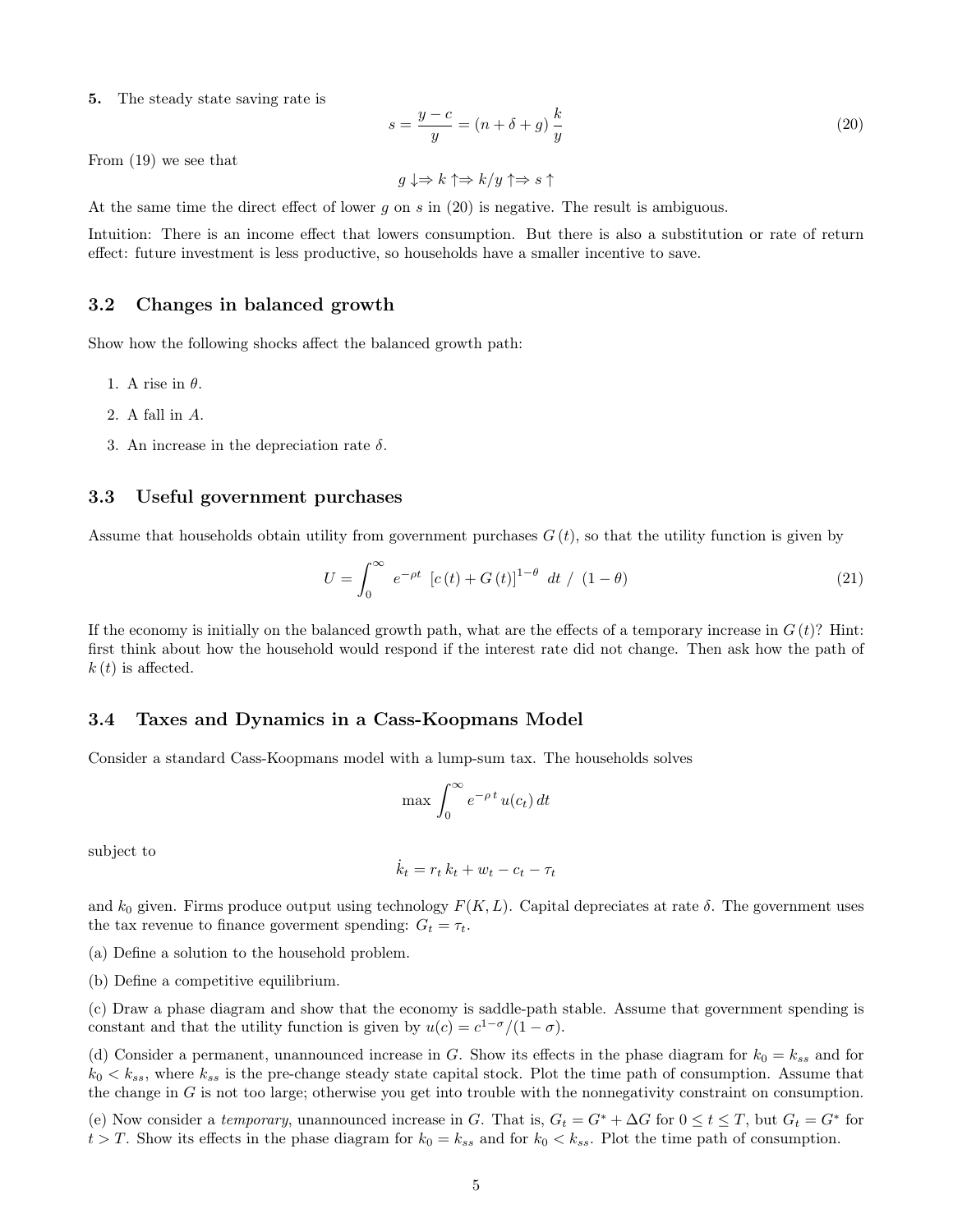**5.** The steady state saving rate is

$$s = \frac{y-c}{y} = (n+\delta+g)\,\frac{k}{y} \tag{20}$$

From (19) we see that

$$g \downarrow \Rightarrow k \uparrow \Rightarrow k/y \uparrow \Rightarrow s \uparrow$$

At the same time the direct effect of lower $g$ on $s$ in (20) is negative. The result is ambiguous.

Intuition: There is an income effect that lowers consumption. But there is also a substitution or rate of return effect: future investment is less productive, so households have a smaller incentive to save.

### 3.2 Changes in balanced growth

Show how the following shocks affect the balanced growth path:

1. A rise in $\theta$.
2. A fall in $A$.
3. An increase in the depreciation rate $\delta$.

### 3.3 Useful government purchases

Assume that households obtain utility from government purchases $G(t)$, so that the utility function is given by

$$U = \int_0^\infty e^{-\rho t}\ \left[c(t) + G(t)\right]^{1-\theta}\ dt\ /\ (1-\theta) \tag{21}$$

If the economy is initially on the balanced growth path, what are the effects of a temporary increase in $G(t)$? Hint: first think about how the household would respond if the interest rate did not change. Then ask how the path of $k(t)$ is affected.

### 3.4 Taxes and Dynamics in a Cass-Koopmans Model

Consider a standard Cass-Koopmans model with a lump-sum tax. The households solves

$$\max \int_0^\infty e^{-\rho\, t}\, u(c_t)\, dt$$

subject to

$$\dot{k}_t = r_t\, k_t + w_t - c_t - \tau_t$$

and $k_0$ given. Firms produce output using technology $F(K,L)$. Capital depreciates at rate $\delta$. The government uses the tax revenue to finance goverment spending: $G_t = \tau_t$.

(a) Define a solution to the household problem.

(b) Define a competitive equilibrium.

(c) Draw a phase diagram and show that the economy is saddle-path stable. Assume that government spending is constant and that the utility function is given by $u(c) = c^{1-\sigma}/(1-\sigma)$.

(d) Consider a permanent, unannounced increase in $G$. Show its effects in the phase diagram for $k_0 = k_{ss}$ and for $k_0 < k_{ss}$, where $k_{ss}$ is the pre-change steady state capital stock. Plot the time path of consumption. Assume that the change in $G$ is not too large; otherwise you get into trouble with the nonnegativity constraint on consumption.

(e) Now consider a *temporary*, unannounced increase in $G$. That is, $G_t = G^* + \Delta G$ for $0 \le t \le T$, but $G_t = G^*$ for $t > T$. Show its effects in the phase diagram for $k_0 = k_{ss}$ and for $k_0 < k_{ss}$. Plot the time path of consumption.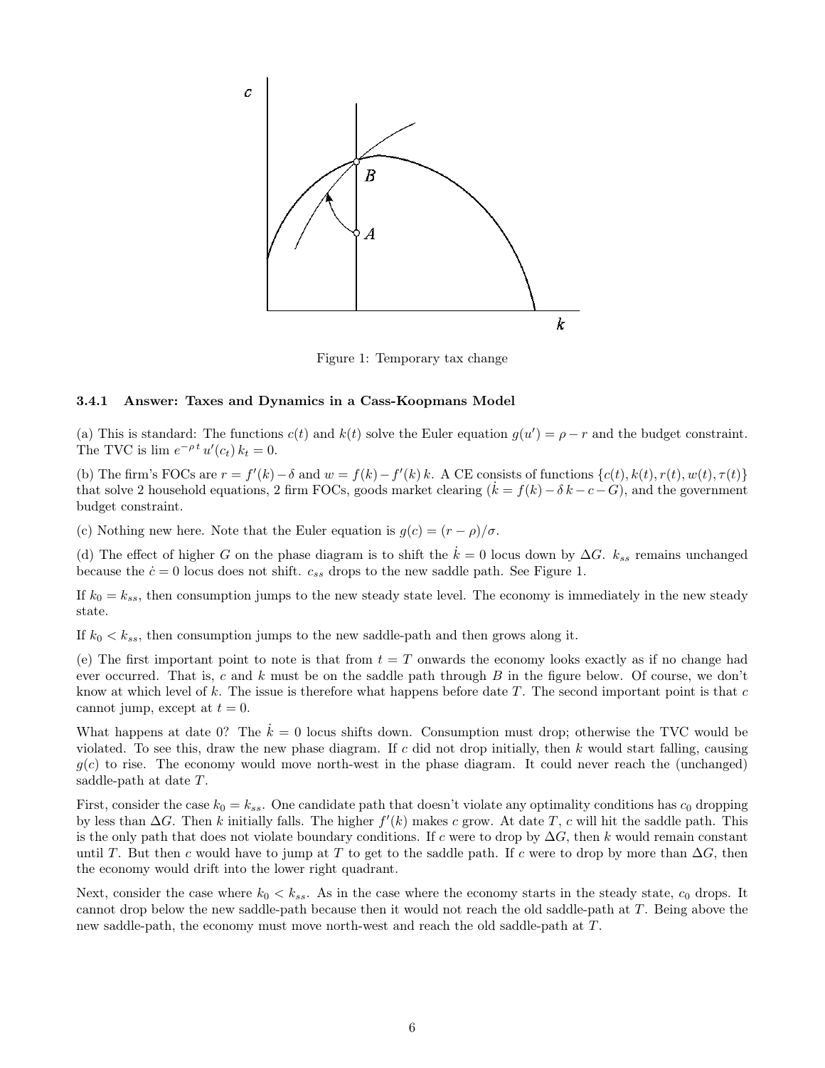Figure 1: Temporary tax change

### 3.4.1 Answer: Taxes and Dynamics in a Cass-Koopmans Model

(a) This is standard: The functions $c(t)$ and $k(t)$ solve the Euler equation $g(u') = \rho - r$ and the budget constraint. The TVC is $\lim e^{-\rho t} u'(c_t) k_t = 0$.

(b) The firm's FOCs are $r = f'(k) - \delta$ and $w = f(k) - f'(k) k$. A CE consists of functions $\{c(t), k(t), r(t), w(t), \tau(t)\}$ that solve 2 household equations, 2 firm FOCs, goods market clearing ($\dot{k} = f(k) - \delta k - c - G$), and the government budget constraint.

(c) Nothing new here. Note that the Euler equation is $g(c) = (r - \rho)/\sigma$.

(d) The effect of higher $G$ on the phase diagram is to shift the $\dot{k} = 0$ locus down by $\Delta G$. $k_{ss}$ remains unchanged because the $\dot{c} = 0$ locus does not shift. $c_{ss}$ drops to the new saddle path. See Figure 1.

If $k_0 = k_{ss}$, then consumption jumps to the new steady state level. The economy is immediately in the new steady state.

If $k_0 < k_{ss}$, then consumption jumps to the new saddle-path and then grows along it.

(e) The first important point to note is that from $t = T$ onwards the economy looks exactly as if no change had ever occurred. That is, $c$ and $k$ must be on the saddle path through $B$ in the figure below. Of course, we don't know at which level of $k$. The issue is therefore what happens before date $T$. The second important point is that $c$ cannot jump, except at $t = 0$.

What happens at date 0? The $\dot{k} = 0$ locus shifts down. Consumption must drop; otherwise the TVC would be violated. To see this, draw the new phase diagram. If $c$ did not drop initially, then $k$ would start falling, causing $g(c)$ to rise. The economy would move north-west in the phase diagram. It could never reach the (unchanged) saddle-path at date $T$.

First, consider the case $k_0 = k_{ss}$. One candidate path that doesn't violate any optimality conditions has $c_0$ dropping by less than $\Delta G$. Then $k$ initially falls. The higher $f'(k)$ makes $c$ grow. At date $T$, $c$ will hit the saddle path. This is the only path that does not violate boundary conditions. If $c$ were to drop by $\Delta G$, then $k$ would remain constant until $T$. But then $c$ would have to jump at $T$ to get to the saddle path. If $c$ were to drop by more than $\Delta G$, then the economy would drift into the lower right quadrant.

Next, consider the case where $k_0 < k_{ss}$. As in the case where the economy starts in the steady state, $c_0$ drops. It cannot drop below the new saddle-path because then it would not reach the old saddle-path at $T$. Being above the new saddle-path, the economy must move north-west and reach the old saddle-path at $T$.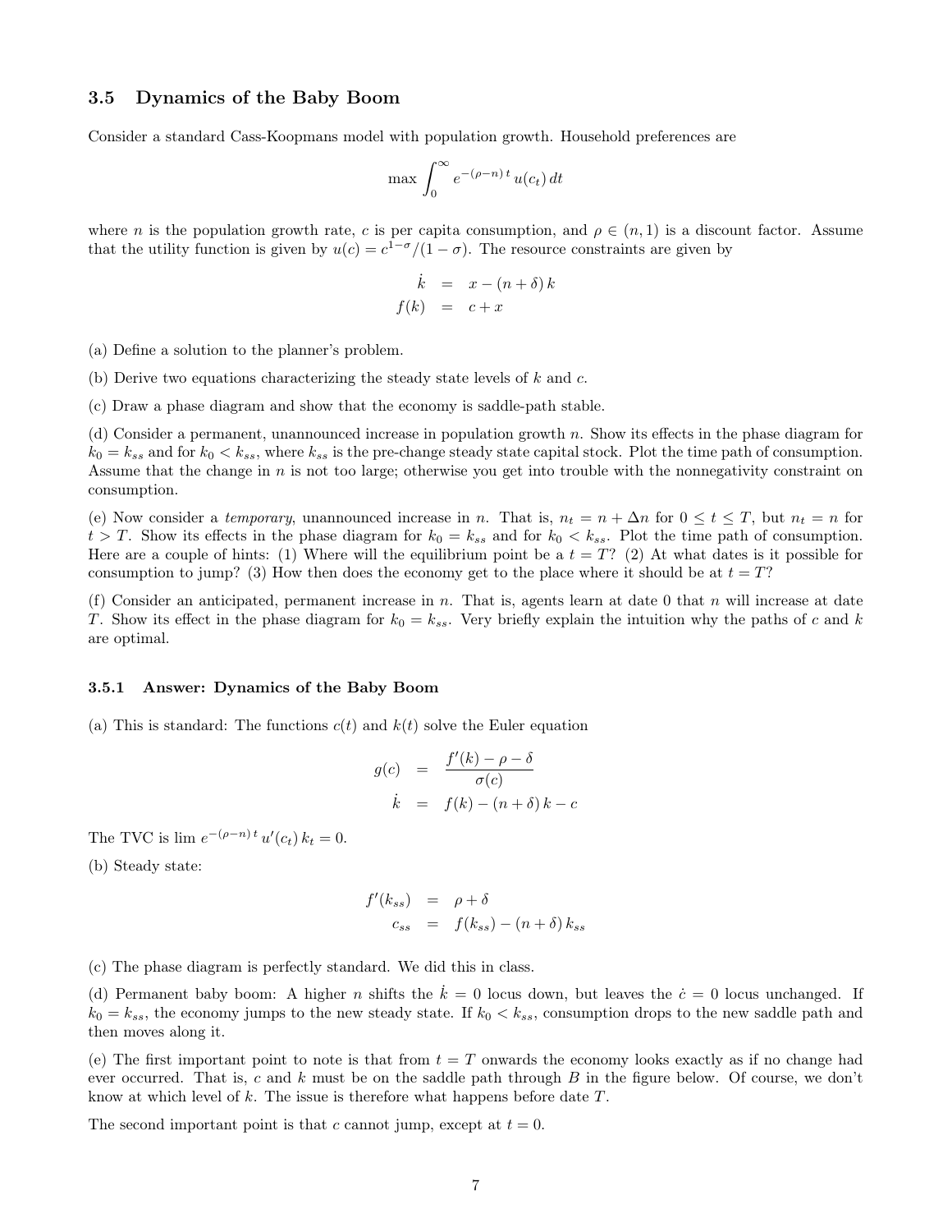## 3.5 Dynamics of the Baby Boom

Consider a standard Cass-Koopmans model with population growth. Household preferences are

$$\max \int_0^\infty e^{-(\rho - n)\,t}\, u(c_t)\, dt$$

where $n$ is the population growth rate, $c$ is per capita consumption, and $\rho \in (n, 1)$ is a discount factor. Assume that the utility function is given by $u(c) = c^{1-\sigma}/(1-\sigma)$. The resource constraints are given by

$$\begin{aligned} \dot{k} &= x - (n+\delta)\,k \\ f(k) &= c + x \end{aligned}$$

(a) Define a solution to the planner's problem.

(b) Derive two equations characterizing the steady state levels of $k$ and $c$.

(c) Draw a phase diagram and show that the economy is saddle-path stable.

(d) Consider a permanent, unannounced increase in population growth $n$. Show its effects in the phase diagram for $k_0 = k_{ss}$ and for $k_0 < k_{ss}$, where $k_{ss}$ is the pre-change steady state capital stock. Plot the time path of consumption. Assume that the change in $n$ is not too large; otherwise you get into trouble with the nonnegativity constraint on consumption.

(e) Now consider a *temporary*, unannounced increase in $n$. That is, $n_t = n + \Delta n$ for $0 \le t \le T$, but $n_t = n$ for $t > T$. Show its effects in the phase diagram for $k_0 = k_{ss}$ and for $k_0 < k_{ss}$. Plot the time path of consumption. Here are a couple of hints: (1) Where will the equilibrium point be a $t = T$? (2) At what dates is it possible for consumption to jump? (3) How then does the economy get to the place where it should be at $t = T$?

(f) Consider an anticipated, permanent increase in $n$. That is, agents learn at date 0 that $n$ will increase at date $T$. Show its effect in the phase diagram for $k_0 = k_{ss}$. Very briefly explain the intuition why the paths of $c$ and $k$ are optimal.

### 3.5.1 Answer: Dynamics of the Baby Boom

(a) This is standard: The functions $c(t)$ and $k(t)$ solve the Euler equation

$$\begin{aligned} g(c) &= \frac{f'(k) - \rho - \delta}{\sigma(c)} \\ \dot{k} &= f(k) - (n+\delta)\,k - c \end{aligned}$$

The TVC is $\lim e^{-(\rho - n)\,t}\, u'(c_t)\, k_t = 0$.

(b) Steady state:

$$\begin{aligned} f'(k_{ss}) &= \rho + \delta \\ c_{ss} &= f(k_{ss}) - (n+\delta)\,k_{ss} \end{aligned}$$

(c) The phase diagram is perfectly standard. We did this in class.

(d) Permanent baby boom: A higher $n$ shifts the $\dot{k} = 0$ locus down, but leaves the $\dot{c} = 0$ locus unchanged. If $k_0 = k_{ss}$, the economy jumps to the new steady state. If $k_0 < k_{ss}$, consumption drops to the new saddle path and then moves along it.

(e) The first important point to note is that from $t = T$ onwards the economy looks exactly as if no change had ever occurred. That is, $c$ and $k$ must be on the saddle path through $B$ in the figure below. Of course, we don't know at which level of $k$. The issue is therefore what happens before date $T$.

The second important point is that $c$ cannot jump, except at $t = 0$.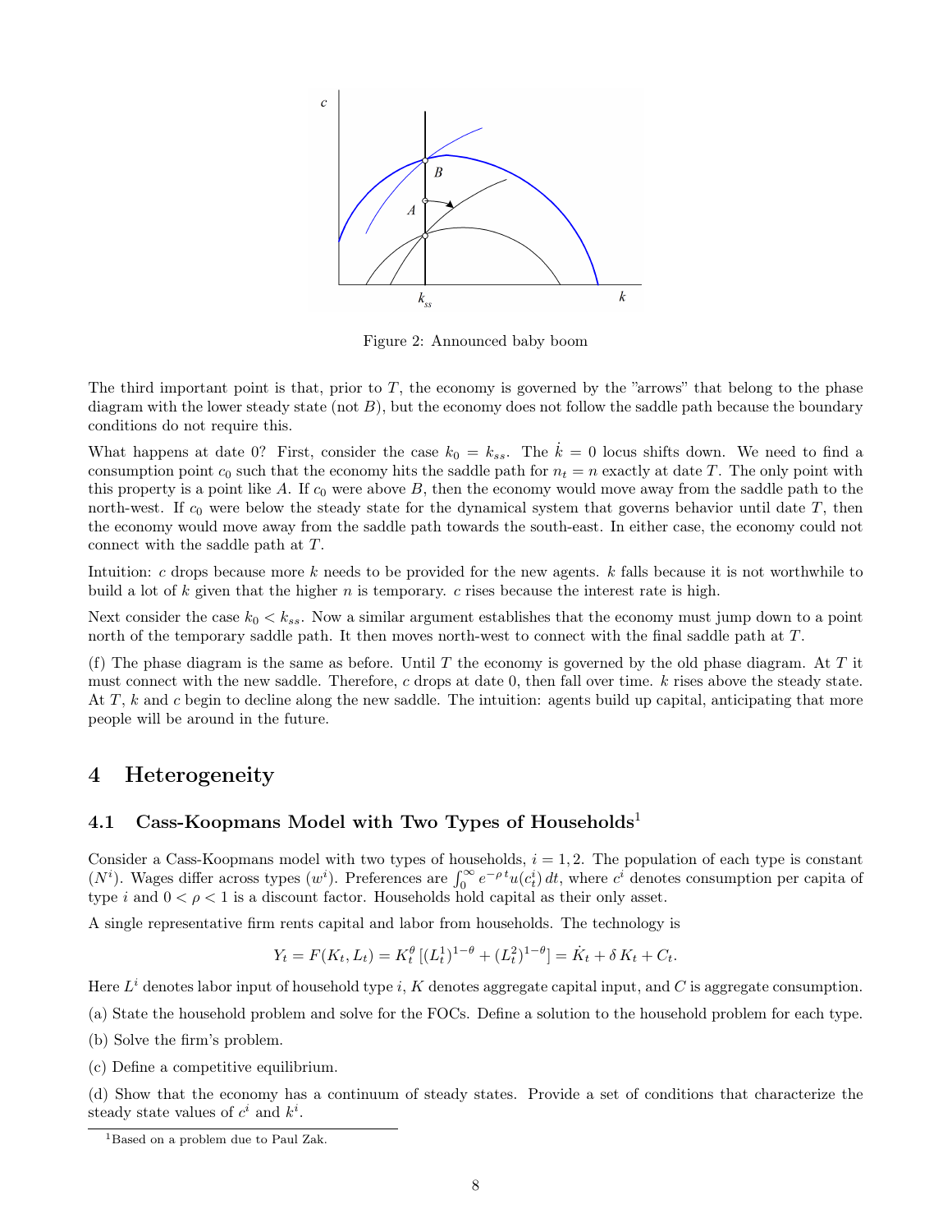Figure 2: Announced baby boom

The third important point is that, prior to $T$, the economy is governed by the "arrows" that belong to the phase diagram with the lower steady state (not $B$), but the economy does not follow the saddle path because the boundary conditions do not require this.

What happens at date 0? First, consider the case $k_0 = k_{ss}$. The $\dot{k} = 0$ locus shifts down. We need to find a consumption point $c_0$ such that the economy hits the saddle path for $n_t = n$ exactly at date $T$. The only point with this property is a point like $A$. If $c_0$ were above $B$, then the economy would move away from the saddle path to the north-west. If $c_0$ were below the steady state for the dynamical system that governs behavior until date $T$, then the economy would move away from the saddle path towards the south-east. In either case, the economy could not connect with the saddle path at $T$.

Intuition: $c$ drops because more $k$ needs to be provided for the new agents. $k$ falls because it is not worthwhile to build a lot of $k$ given that the higher $n$ is temporary. $c$ rises because the interest rate is high.

Next consider the case $k_0 < k_{ss}$. Now a similar argument establishes that the economy must jump down to a point north of the temporary saddle path. It then moves north-west to connect with the final saddle path at $T$.

(f) The phase diagram is the same as before. Until $T$ the economy is governed by the old phase diagram. At $T$ it must connect with the new saddle. Therefore, $c$ drops at date 0, then fall over time. $k$ rises above the steady state. At $T$, $k$ and $c$ begin to decline along the new saddle. The intuition: agents build up capital, anticipating that more people will be around in the future.

# 4 Heterogeneity

## 4.1 Cass-Koopmans Model with Two Types of Households[1]

Consider a Cass-Koopmans model with two types of households, $i = 1, 2$. The population of each type is constant ($N^i$). Wages differ across types ($w^i$). Preferences are $\int_0^\infty e^{-\rho t} u(c_t^i)\, dt$, where $c^i$ denotes consumption per capita of type $i$ and $0 < \rho < 1$ is a discount factor. Households hold capital as their only asset.

A single representative firm rents capital and labor from households. The technology is

$$Y_t = F(K_t, L_t) = K_t^\theta \left[(L_t^1)^{1-\theta} + (L_t^2)^{1-\theta}\right] = \dot{K}_t + \delta K_t + C_t.$$

Here $L^i$ denotes labor input of household type $i$, $K$ denotes aggregate capital input, and $C$ is aggregate consumption.

(a) State the household problem and solve for the FOCs. Define a solution to the household problem for each type.

(b) Solve the firm's problem.

(c) Define a competitive equilibrium.

(d) Show that the economy has a continuum of steady states. Provide a set of conditions that characterize the steady state values of $c^i$ and $k^i$.

[1] Based on a problem due to Paul Zak.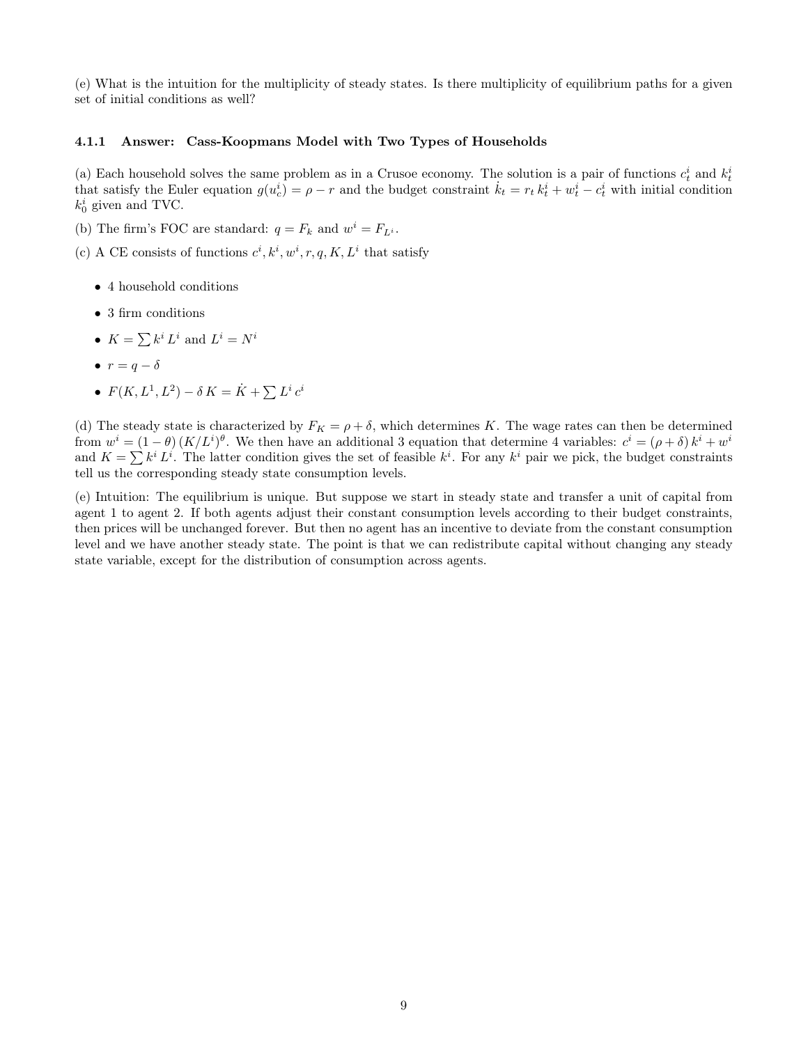(e) What is the intuition for the multiplicity of steady states. Is there multiplicity of equilibrium paths for a given set of initial conditions as well?

### 4.1.1 Answer: Cass-Koopmans Model with Two Types of Households

(a) Each household solves the same problem as in a Crusoe economy. The solution is a pair of functions $c_t^i$ and $k_t^i$ that satisfy the Euler equation $g(u_c^i) = \rho - r$ and the budget constraint $\dot{k}_t = r_t\, k_t^i + w_t^i - c_t^i$ with initial condition $k_0^i$ given and TVC.

(b) The firm's FOC are standard: $q = F_k$ and $w^i = F_{L^i}$.

(c) A CE consists of functions $c^i, k^i, w^i, r, q, K, L^i$ that satisfy

- 4 household conditions
- 3 firm conditions
- $K = \sum k^i\, L^i$ and $L^i = N^i$
- $r = q - \delta$
- $F(K, L^1, L^2) - \delta\, K = \dot{K} + \sum L^i\, c^i$

(d) The steady state is characterized by $F_K = \rho + \delta$, which determines $K$. The wage rates can then be determined from $w^i = (1 - \theta)\,(K/L^i)^{\theta}$. We then have an additional 3 equation that determine 4 variables: $c^i = (\rho + \delta)\, k^i + w^i$ and $K = \sum k^i\, L^i$. The latter condition gives the set of feasible $k^i$. For any $k^i$ pair we pick, the budget constraints tell us the corresponding steady state consumption levels.

(e) Intuition: The equilibrium is unique. But suppose we start in steady state and transfer a unit of capital from agent 1 to agent 2. If both agents adjust their constant consumption levels according to their budget constraints, then prices will be unchanged forever. But then no agent has an incentive to deviate from the constant consumption level and we have another steady state. The point is that we can redistribute capital without changing any steady state variable, except for the distribution of consumption across agents.